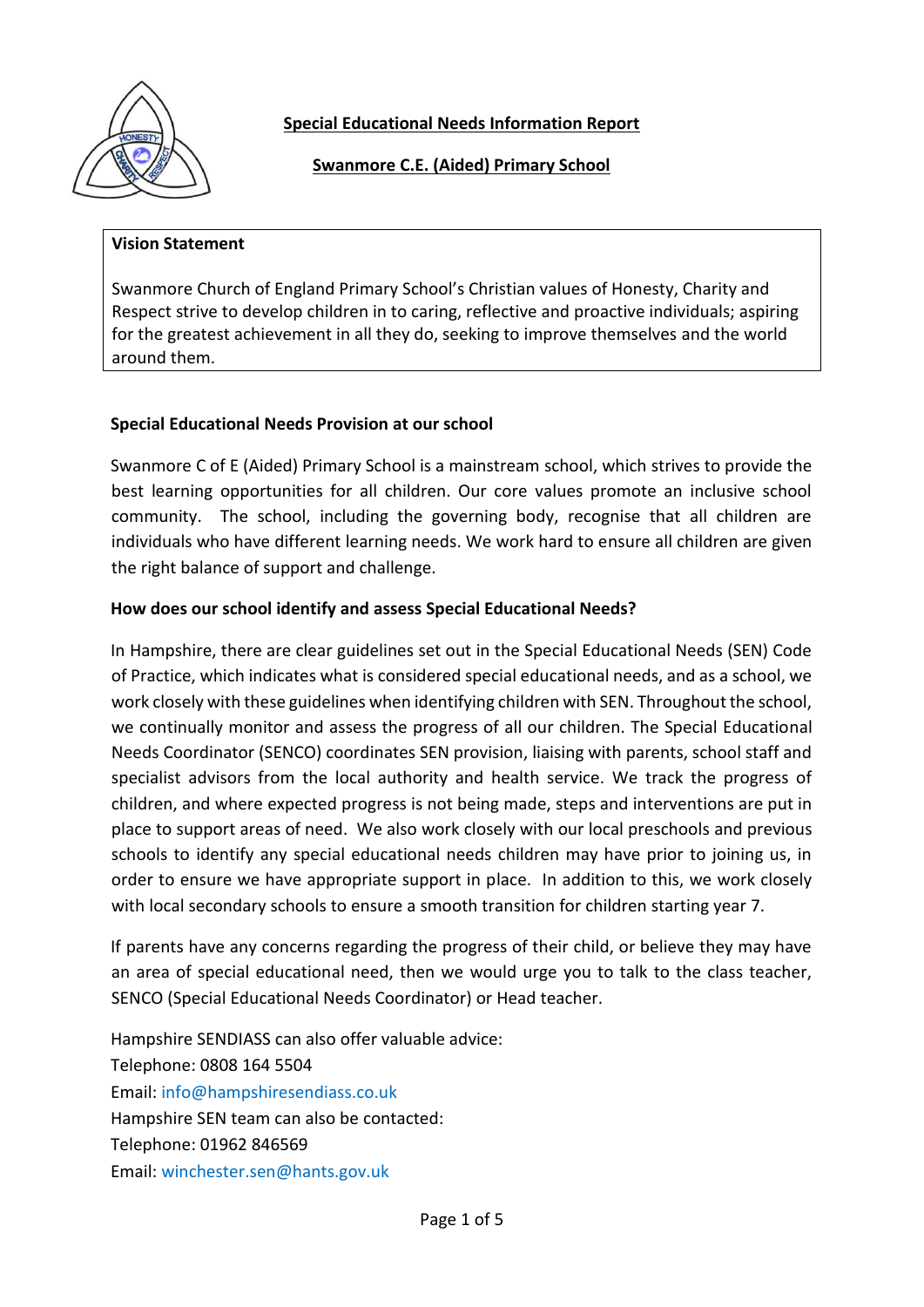# Special Educational Needs Information Report

## Swanmore C.E. (Aided) Primary School

**Vision Statement**

Swanmore Church of England Primary School's Christian values of Honesty, Charity and Respect strive to develop children in to caring, reflective and proactive individuals; aspiring for the greatest achievement in all they do, seeking to improve themselves and the world around them.

### Special Educational Needs Provision at our school

Swanmore C of E (Aided) Primary School is a mainstream school, which strives to provide the best learning opportunities for all children. Our core values promote an inclusive school community. The school, including the governing body, recognise that all children are individuals who have different learning needs. We work hard to ensure all children are given the right balance of support and challenge.

### How does our school identify and assess Special Educational Needs?

In Hampshire, there are clear guidelines set out in the Special Educational Needs (SEN) Code of Practice, which indicates what is considered special educational needs, and as a school, we work closely with these guidelines when identifying children with SEN. Throughout the school, we continually monitor and assess the progress of all our children. The Special Educational Needs Coordinator (SENCO) coordinates SEN provision, liaising with parents, school staff and specialist advisors from the local authority and health service. We track the progress of children, and where expected progress is not being made, steps and interventions are put in place to support areas of need. We also work closely with our local preschools and previous schools to identify any special educational needs children may have prior to joining us, in order to ensure we have appropriate support in place. In addition to this, we work closely with local secondary schools to ensure a smooth transition for children starting year 7.

If parents have any concerns regarding the progress of their child, or believe they may have an area of special educational need, then we would urge you to talk to the class teacher, SENCO (Special Educational Needs Coordinator) or Head teacher.

Hampshire SENDIASS can also offer valuable advice:
Telephone: 0808 164 5504
Email: info@hampshiresendiass.co.uk
Hampshire SEN team can also be contacted:
Telephone: 01962 846569
Email: winchester.sen@hants.gov.uk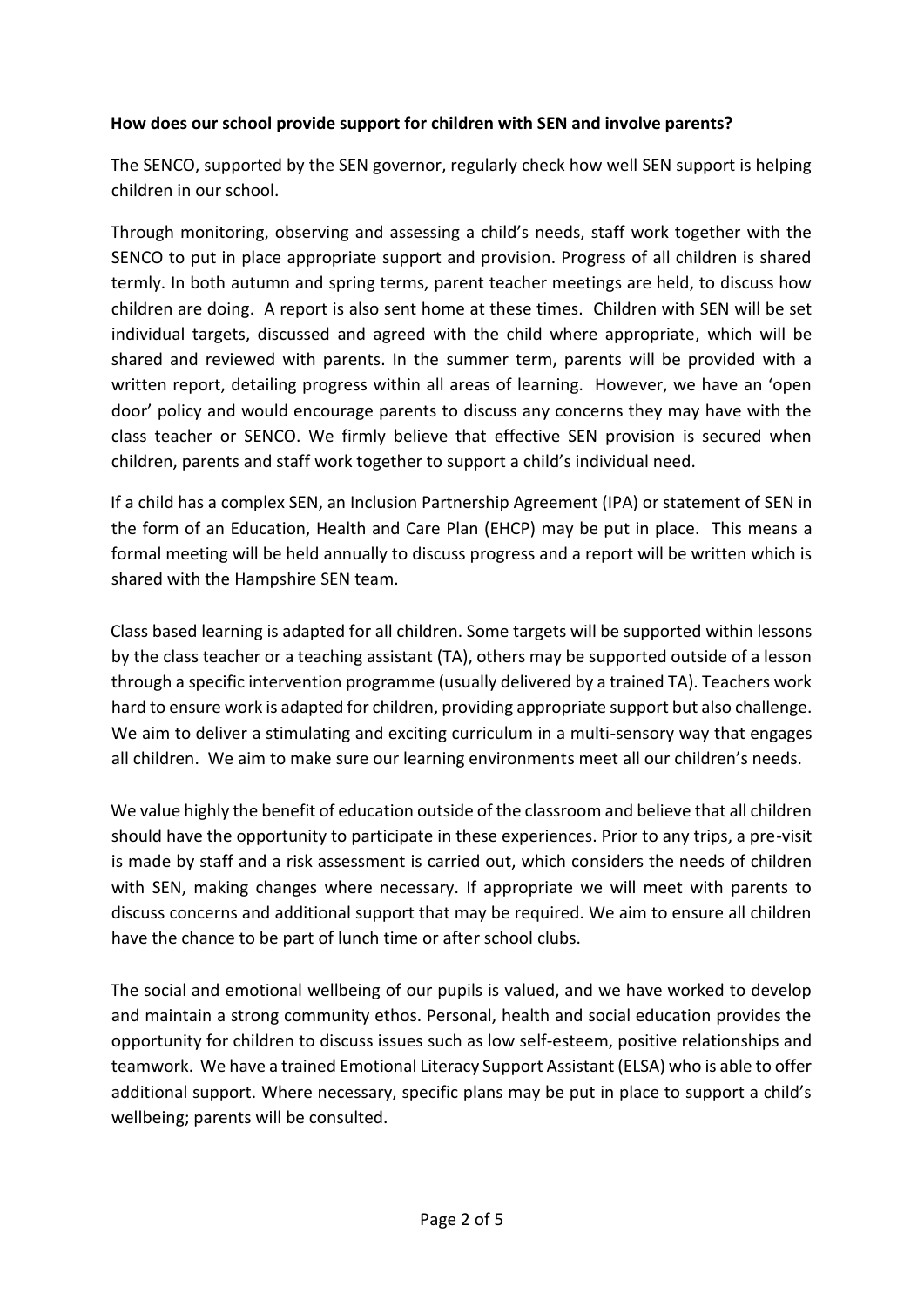**How does our school provide support for children with SEN and involve parents?**

The SENCO, supported by the SEN governor, regularly check how well SEN support is helping children in our school.

Through monitoring, observing and assessing a child's needs, staff work together with the SENCO to put in place appropriate support and provision. Progress of all children is shared termly. In both autumn and spring terms, parent teacher meetings are held, to discuss how children are doing. A report is also sent home at these times. Children with SEN will be set individual targets, discussed and agreed with the child where appropriate, which will be shared and reviewed with parents. In the summer term, parents will be provided with a written report, detailing progress within all areas of learning. However, we have an 'open door' policy and would encourage parents to discuss any concerns they may have with the class teacher or SENCO. We firmly believe that effective SEN provision is secured when children, parents and staff work together to support a child's individual need.

If a child has a complex SEN, an Inclusion Partnership Agreement (IPA) or statement of SEN in the form of an Education, Health and Care Plan (EHCP) may be put in place. This means a formal meeting will be held annually to discuss progress and a report will be written which is shared with the Hampshire SEN team.

Class based learning is adapted for all children. Some targets will be supported within lessons by the class teacher or a teaching assistant (TA), others may be supported outside of a lesson through a specific intervention programme (usually delivered by a trained TA). Teachers work hard to ensure work is adapted for children, providing appropriate support but also challenge. We aim to deliver a stimulating and exciting curriculum in a multi-sensory way that engages all children. We aim to make sure our learning environments meet all our children's needs.

We value highly the benefit of education outside of the classroom and believe that all children should have the opportunity to participate in these experiences. Prior to any trips, a pre-visit is made by staff and a risk assessment is carried out, which considers the needs of children with SEN, making changes where necessary. If appropriate we will meet with parents to discuss concerns and additional support that may be required. We aim to ensure all children have the chance to be part of lunch time or after school clubs.

The social and emotional wellbeing of our pupils is valued, and we have worked to develop and maintain a strong community ethos. Personal, health and social education provides the opportunity for children to discuss issues such as low self-esteem, positive relationships and teamwork. We have a trained Emotional Literacy Support Assistant (ELSA) who is able to offer additional support. Where necessary, specific plans may be put in place to support a child's wellbeing; parents will be consulted.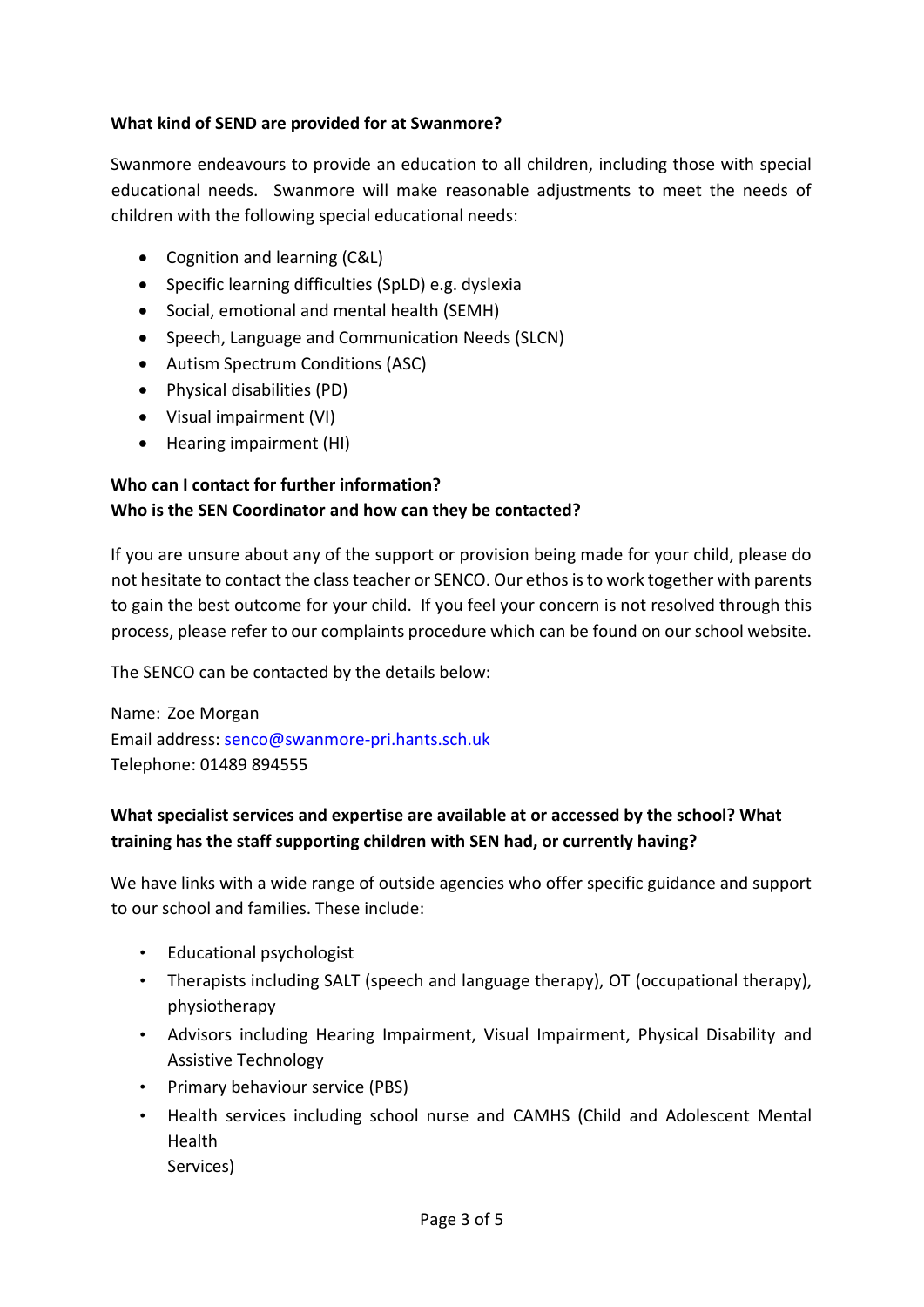**What kind of SEND are provided for at Swanmore?**

Swanmore endeavours to provide an education to all children, including those with special educational needs. Swanmore will make reasonable adjustments to meet the needs of children with the following special educational needs:

- Cognition and learning (C&L)
- Specific learning difficulties (SpLD) e.g. dyslexia
- Social, emotional and mental health (SEMH)
- Speech, Language and Communication Needs (SLCN)
- Autism Spectrum Conditions (ASC)
- Physical disabilities (PD)
- Visual impairment (VI)
- Hearing impairment (HI)

**Who can I contact for further information?**
**Who is the SEN Coordinator and how can they be contacted?**

If you are unsure about any of the support or provision being made for your child, please do not hesitate to contact the class teacher or SENCO. Our ethos is to work together with parents to gain the best outcome for your child. If you feel your concern is not resolved through this process, please refer to our complaints procedure which can be found on our school website.

The SENCO can be contacted by the details below:

Name: Zoe Morgan
Email address: senco@swanmore-pri.hants.sch.uk
Telephone: 01489 894555

**What specialist services and expertise are available at or accessed by the school? What training has the staff supporting children with SEN had, or currently having?**

We have links with a wide range of outside agencies who offer specific guidance and support to our school and families. These include:

- Educational psychologist
- Therapists including SALT (speech and language therapy), OT (occupational therapy), physiotherapy
- Advisors including Hearing Impairment, Visual Impairment, Physical Disability and Assistive Technology
- Primary behaviour service (PBS)
- Health services including school nurse and CAMHS (Child and Adolescent Mental Health Services)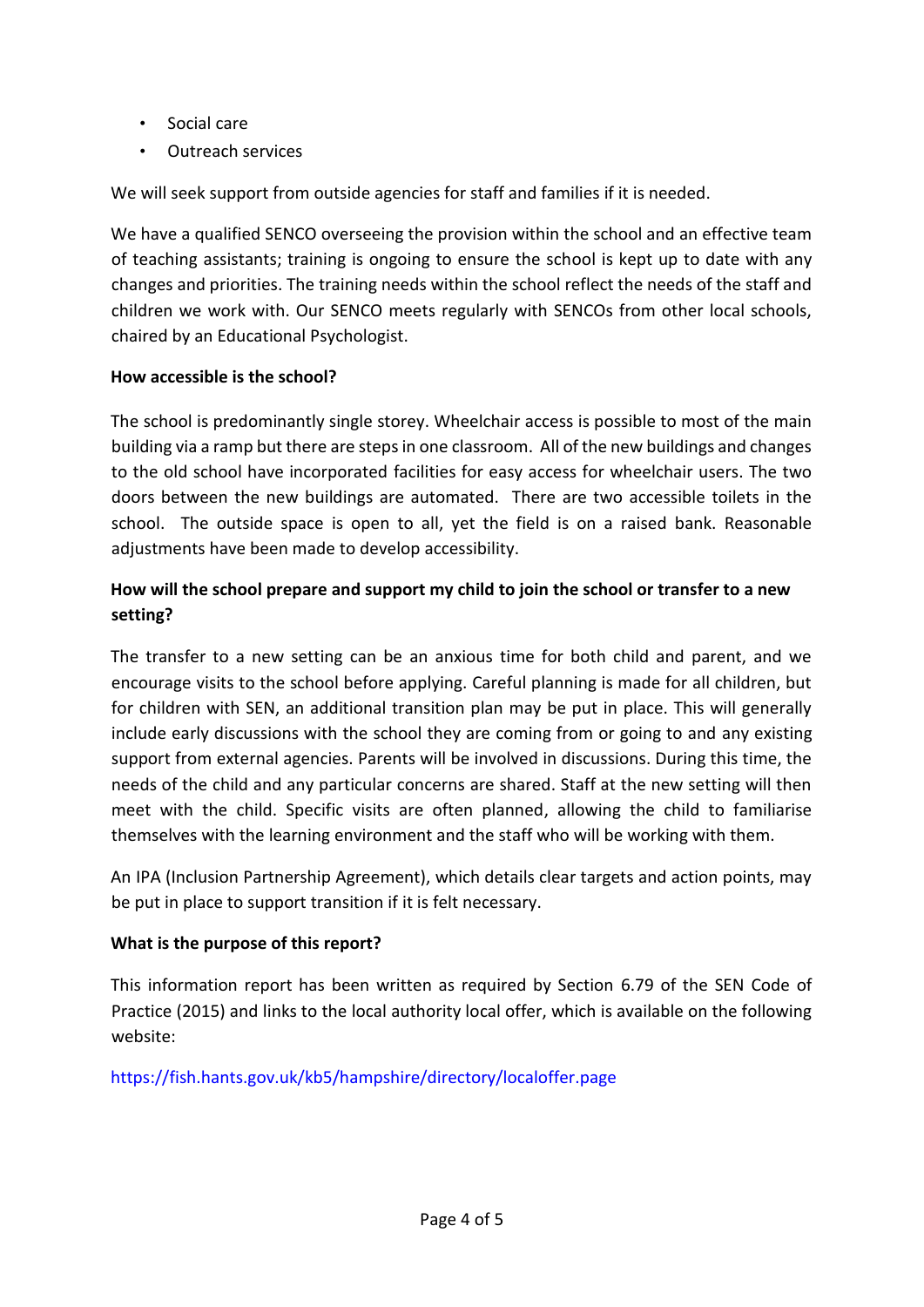- Social care
- Outreach services

We will seek support from outside agencies for staff and families if it is needed.

We have a qualified SENCO overseeing the provision within the school and an effective team of teaching assistants; training is ongoing to ensure the school is kept up to date with any changes and priorities. The training needs within the school reflect the needs of the staff and children we work with. Our SENCO meets regularly with SENCOs from other local schools, chaired by an Educational Psychologist.

**How accessible is the school?**

The school is predominantly single storey. Wheelchair access is possible to most of the main building via a ramp but there are steps in one classroom. All of the new buildings and changes to the old school have incorporated facilities for easy access for wheelchair users. The two doors between the new buildings are automated. There are two accessible toilets in the school. The outside space is open to all, yet the field is on a raised bank. Reasonable adjustments have been made to develop accessibility.

**How will the school prepare and support my child to join the school or transfer to a new setting?**

The transfer to a new setting can be an anxious time for both child and parent, and we encourage visits to the school before applying. Careful planning is made for all children, but for children with SEN, an additional transition plan may be put in place. This will generally include early discussions with the school they are coming from or going to and any existing support from external agencies. Parents will be involved in discussions. During this time, the needs of the child and any particular concerns are shared. Staff at the new setting will then meet with the child. Specific visits are often planned, allowing the child to familiarise themselves with the learning environment and the staff who will be working with them.

An IPA (Inclusion Partnership Agreement), which details clear targets and action points, may be put in place to support transition if it is felt necessary.

**What is the purpose of this report?**

This information report has been written as required by Section 6.79 of the SEN Code of Practice (2015) and links to the local authority local offer, which is available on the following website:

https://fish.hants.gov.uk/kb5/hampshire/directory/localoffer.page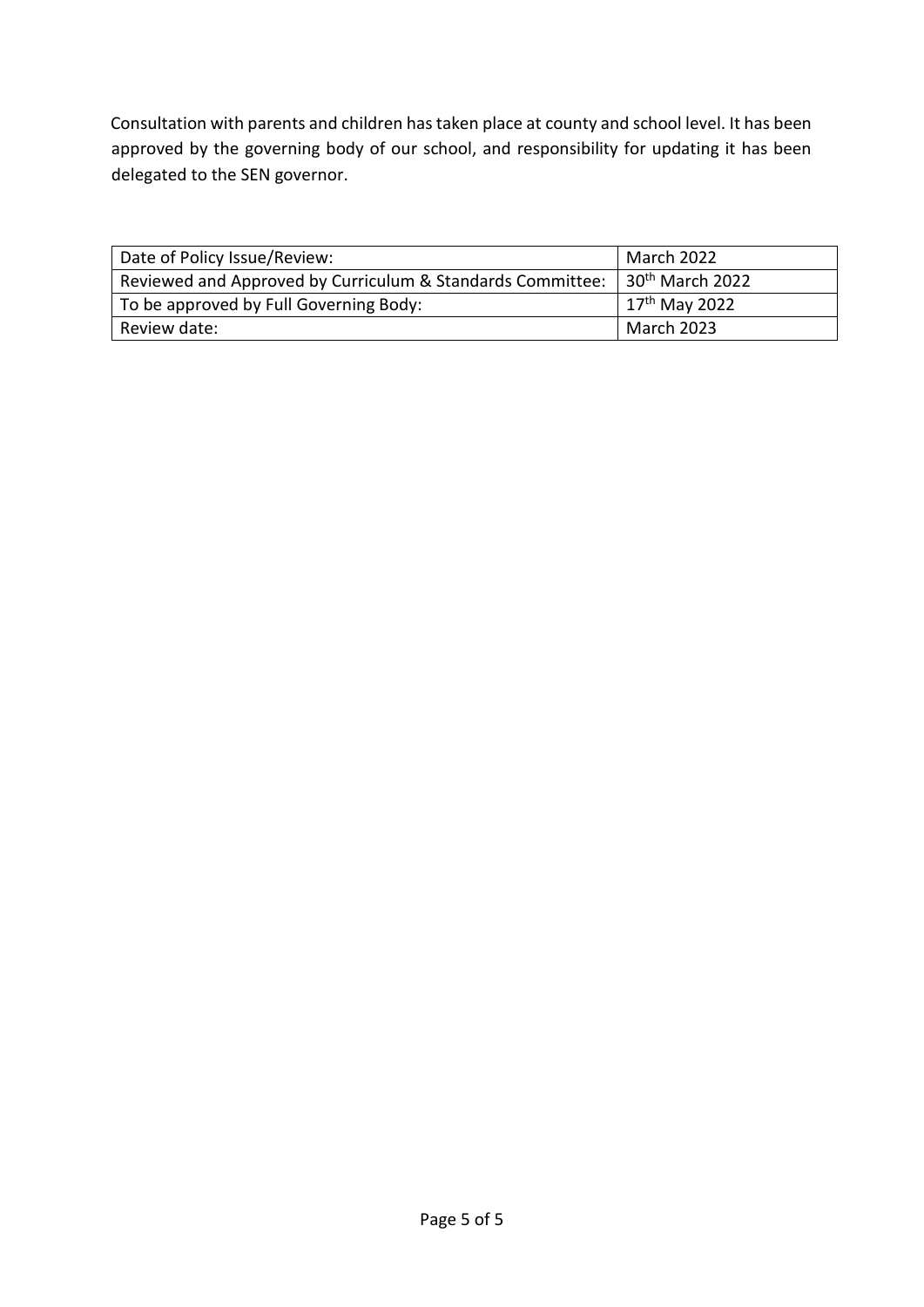Consultation with parents and children has taken place at county and school level. It has been approved by the governing body of our school, and responsibility for updating it has been delegated to the SEN governor.

| | |
|---|---|
| Date of Policy Issue/Review: | March 2022 |
| Reviewed and Approved by Curriculum & Standards Committee: | 30th March 2022 |
| To be approved by Full Governing Body: | 17th May 2022 |
| Review date: | March 2023 |